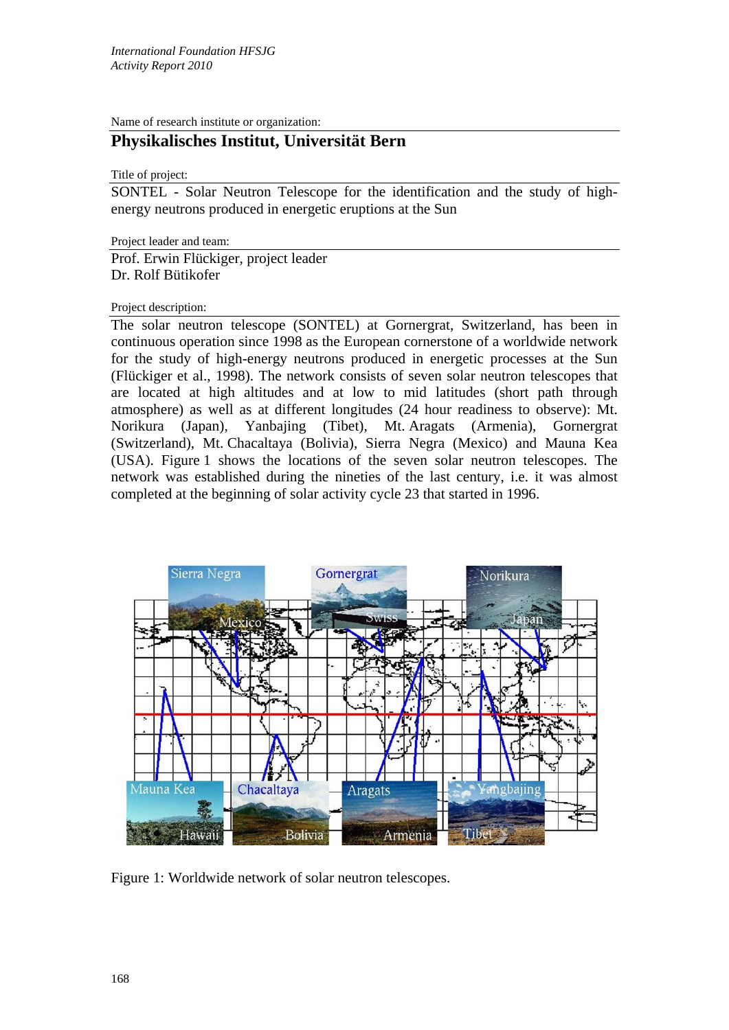*International Foundation HFSJG*
*Activity Report 2010*

Name of research institute or organization:

## Physikalisches Institut, Universität Bern

Title of project:

SONTEL - Solar Neutron Telescope for the identification and the study of high-energy neutrons produced in energetic eruptions at the Sun

Project leader and team:

Prof. Erwin Flückiger, project leader
Dr. Rolf Bütikofer

Project description:

The solar neutron telescope (SONTEL) at Gornergrat, Switzerland, has been in continuous operation since 1998 as the European cornerstone of a worldwide network for the study of high-energy neutrons produced in energetic processes at the Sun (Flückiger et al., 1998). The network consists of seven solar neutron telescopes that are located at high altitudes and at low to mid latitudes (short path through atmosphere) as well as at different longitudes (24 hour readiness to observe): Mt. Norikura (Japan), Yanbajing (Tibet), Mt. Aragats (Armenia), Gornergrat (Switzerland), Mt. Chacaltaya (Bolivia), Sierra Negra (Mexico) and Mauna Kea (USA). Figure 1 shows the locations of the seven solar neutron telescopes. The network was established during the nineties of the last century, i.e. it was almost completed at the beginning of solar activity cycle 23 that started in 1996.

Figure 1: Worldwide network of solar neutron telescopes.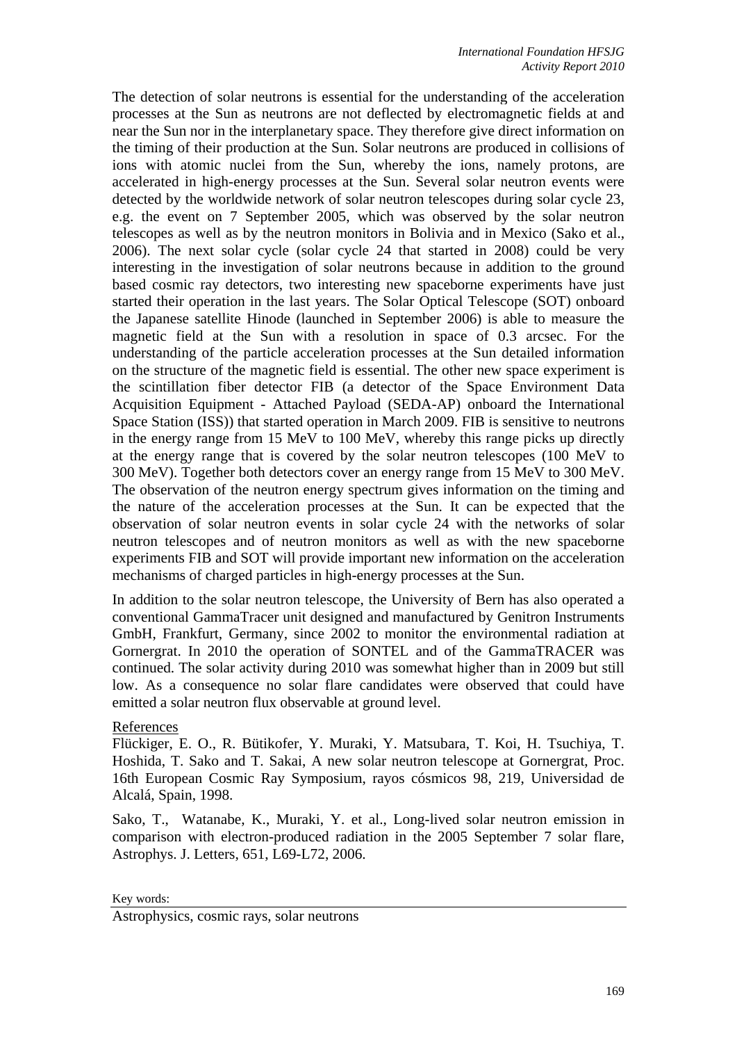The detection of solar neutrons is essential for the understanding of the acceleration processes at the Sun as neutrons are not deflected by electromagnetic fields at and near the Sun nor in the interplanetary space. They therefore give direct information on the timing of their production at the Sun. Solar neutrons are produced in collisions of ions with atomic nuclei from the Sun, whereby the ions, namely protons, are accelerated in high-energy processes at the Sun. Several solar neutron events were detected by the worldwide network of solar neutron telescopes during solar cycle 23, e.g. the event on 7 September 2005, which was observed by the solar neutron telescopes as well as by the neutron monitors in Bolivia and in Mexico (Sako et al., 2006). The next solar cycle (solar cycle 24 that started in 2008) could be very interesting in the investigation of solar neutrons because in addition to the ground based cosmic ray detectors, two interesting new spaceborne experiments have just started their operation in the last years. The Solar Optical Telescope (SOT) onboard the Japanese satellite Hinode (launched in September 2006) is able to measure the magnetic field at the Sun with a resolution in space of 0.3 arcsec. For the understanding of the particle acceleration processes at the Sun detailed information on the structure of the magnetic field is essential. The other new space experiment is the scintillation fiber detector FIB (a detector of the Space Environment Data Acquisition Equipment - Attached Payload (SEDA-AP) onboard the International Space Station (ISS)) that started operation in March 2009. FIB is sensitive to neutrons in the energy range from 15 MeV to 100 MeV, whereby this range picks up directly at the energy range that is covered by the solar neutron telescopes (100 MeV to 300 MeV). Together both detectors cover an energy range from 15 MeV to 300 MeV. The observation of the neutron energy spectrum gives information on the timing and the nature of the acceleration processes at the Sun. It can be expected that the observation of solar neutron events in solar cycle 24 with the networks of solar neutron telescopes and of neutron monitors as well as with the new spaceborne experiments FIB and SOT will provide important new information on the acceleration mechanisms of charged particles in high-energy processes at the Sun.

In addition to the solar neutron telescope, the University of Bern has also operated a conventional GammaTracer unit designed and manufactured by Genitron Instruments GmbH, Frankfurt, Germany, since 2002 to monitor the environmental radiation at Gornergrat. In 2010 the operation of SONTEL and of the GammaTRACER was continued. The solar activity during 2010 was somewhat higher than in 2009 but still low. As a consequence no solar flare candidates were observed that could have emitted a solar neutron flux observable at ground level.

References

Flückiger, E. O., R. Bütikofer, Y. Muraki, Y. Matsubara, T. Koi, H. Tsuchiya, T. Hoshida, T. Sako and T. Sakai, A new solar neutron telescope at Gornergrat, Proc. 16th European Cosmic Ray Symposium, rayos cósmicos 98, 219, Universidad de Alcalá, Spain, 1998.

Sako, T., Watanabe, K., Muraki, Y. et al., Long-lived solar neutron emission in comparison with electron-produced radiation in the 2005 September 7 solar flare, Astrophys. J. Letters, 651, L69-L72, 2006.

Key words:

Astrophysics, cosmic rays, solar neutrons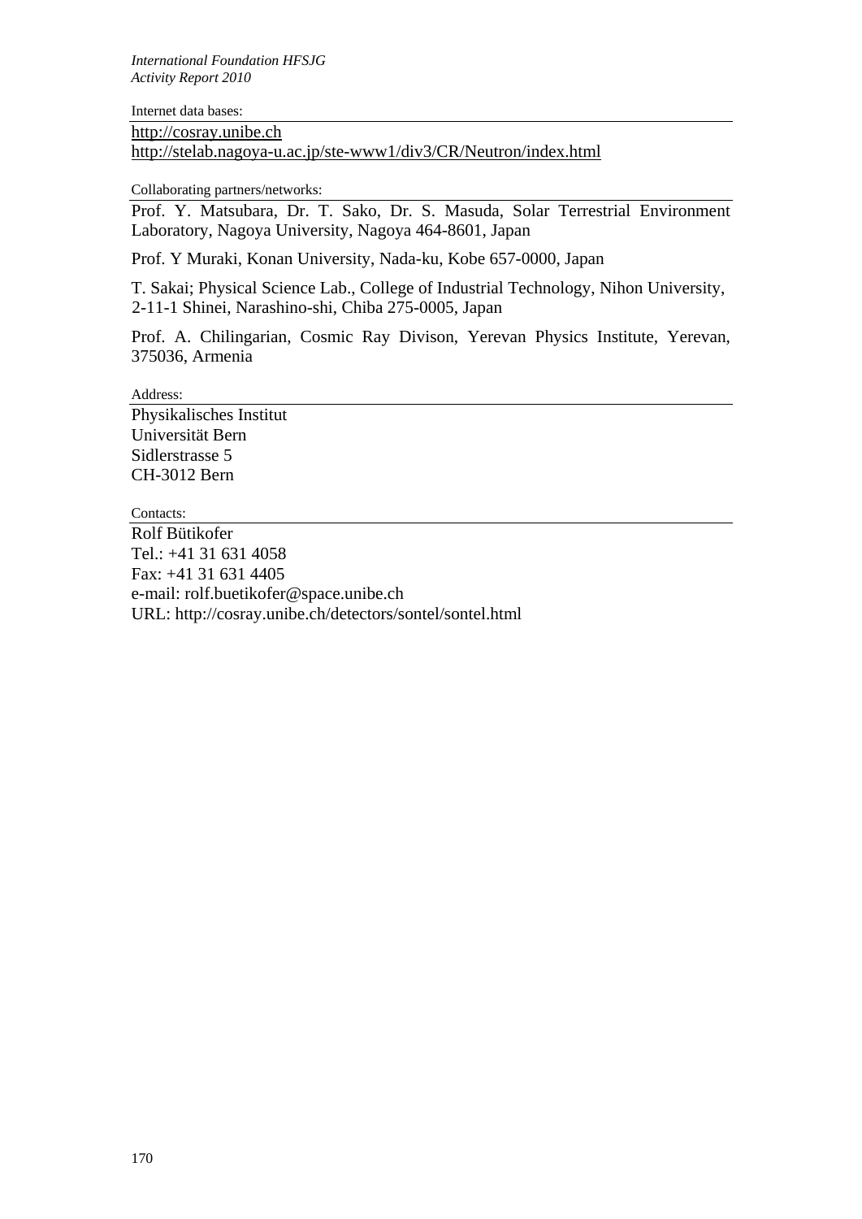Internet data bases:

http://cosray.unibe.ch
http://stelab.nagoya-u.ac.jp/ste-www1/div3/CR/Neutron/index.html

Collaborating partners/networks:

Prof. Y. Matsubara, Dr. T. Sako, Dr. S. Masuda, Solar Terrestrial Environment Laboratory, Nagoya University, Nagoya 464-8601, Japan

Prof. Y Muraki, Konan University, Nada-ku, Kobe 657-0000, Japan

T. Sakai; Physical Science Lab., College of Industrial Technology, Nihon University, 2-11-1 Shinei, Narashino-shi, Chiba 275-0005, Japan

Prof. A. Chilingarian, Cosmic Ray Divison, Yerevan Physics Institute, Yerevan, 375036, Armenia

Address:

Physikalisches Institut
Universität Bern
Sidlerstrasse 5
CH-3012 Bern

Contacts:

Rolf Bütikofer
Tel.: +41 31 631 4058
Fax: +41 31 631 4405
e-mail: rolf.buetikofer@space.unibe.ch
URL: http://cosray.unibe.ch/detectors/sontel/sontel.html